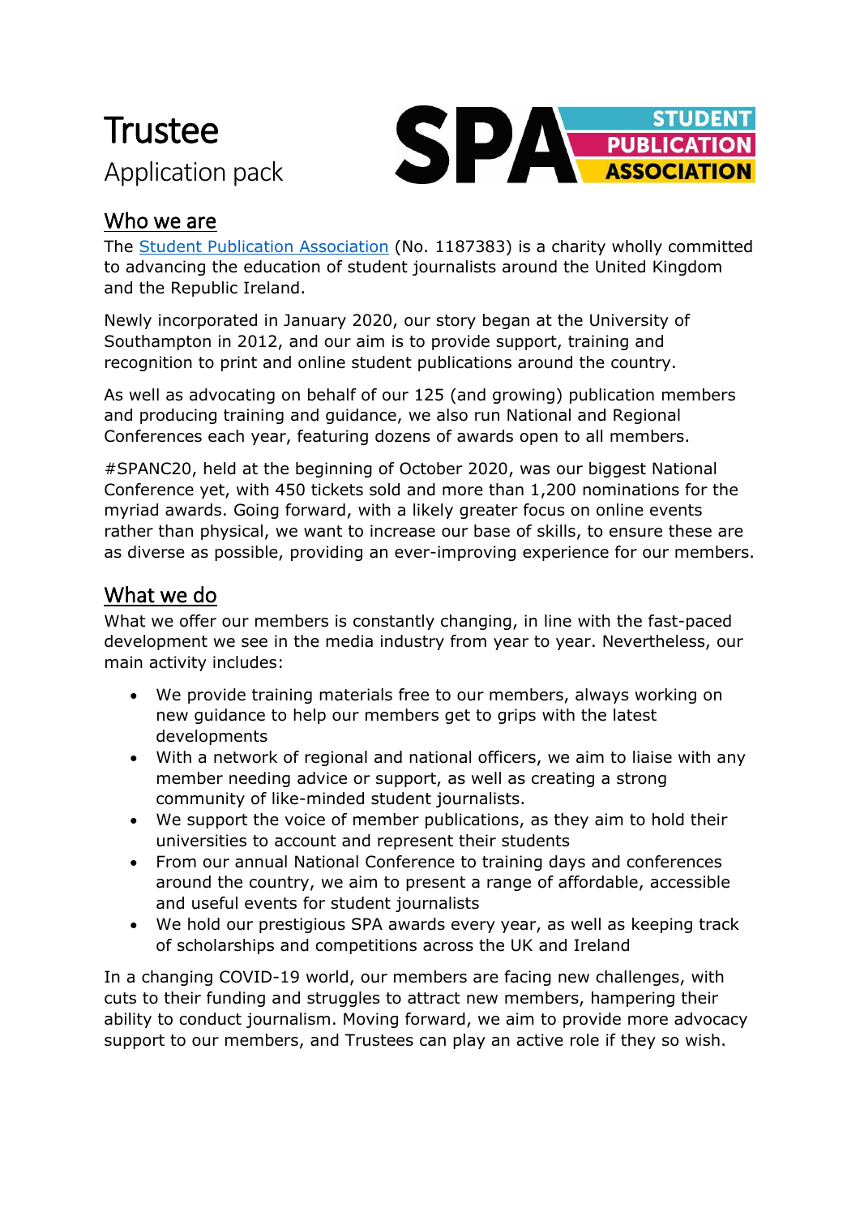# Trustee

Application pack

## Who we are

The [Student Publication Association](#) (No. 1187383) is a charity wholly committed to advancing the education of student journalists around the United Kingdom and the Republic Ireland.

Newly incorporated in January 2020, our story began at the University of Southampton in 2012, and our aim is to provide support, training and recognition to print and online student publications around the country.

As well as advocating on behalf of our 125 (and growing) publication members and producing training and guidance, we also run National and Regional Conferences each year, featuring dozens of awards open to all members.

#SPANC20, held at the beginning of October 2020, was our biggest National Conference yet, with 450 tickets sold and more than 1,200 nominations for the myriad awards. Going forward, with a likely greater focus on online events rather than physical, we want to increase our base of skills, to ensure these are as diverse as possible, providing an ever-improving experience for our members.

## What we do

What we offer our members is constantly changing, in line with the fast-paced development we see in the media industry from year to year. Nevertheless, our main activity includes:

- We provide training materials free to our members, always working on new guidance to help our members get to grips with the latest developments
- With a network of regional and national officers, we aim to liaise with any member needing advice or support, as well as creating a strong community of like-minded student journalists.
- We support the voice of member publications, as they aim to hold their universities to account and represent their students
- From our annual National Conference to training days and conferences around the country, we aim to present a range of affordable, accessible and useful events for student journalists
- We hold our prestigious SPA awards every year, as well as keeping track of scholarships and competitions across the UK and Ireland

In a changing COVID-19 world, our members are facing new challenges, with cuts to their funding and struggles to attract new members, hampering their ability to conduct journalism. Moving forward, we aim to provide more advocacy support to our members, and Trustees can play an active role if they so wish.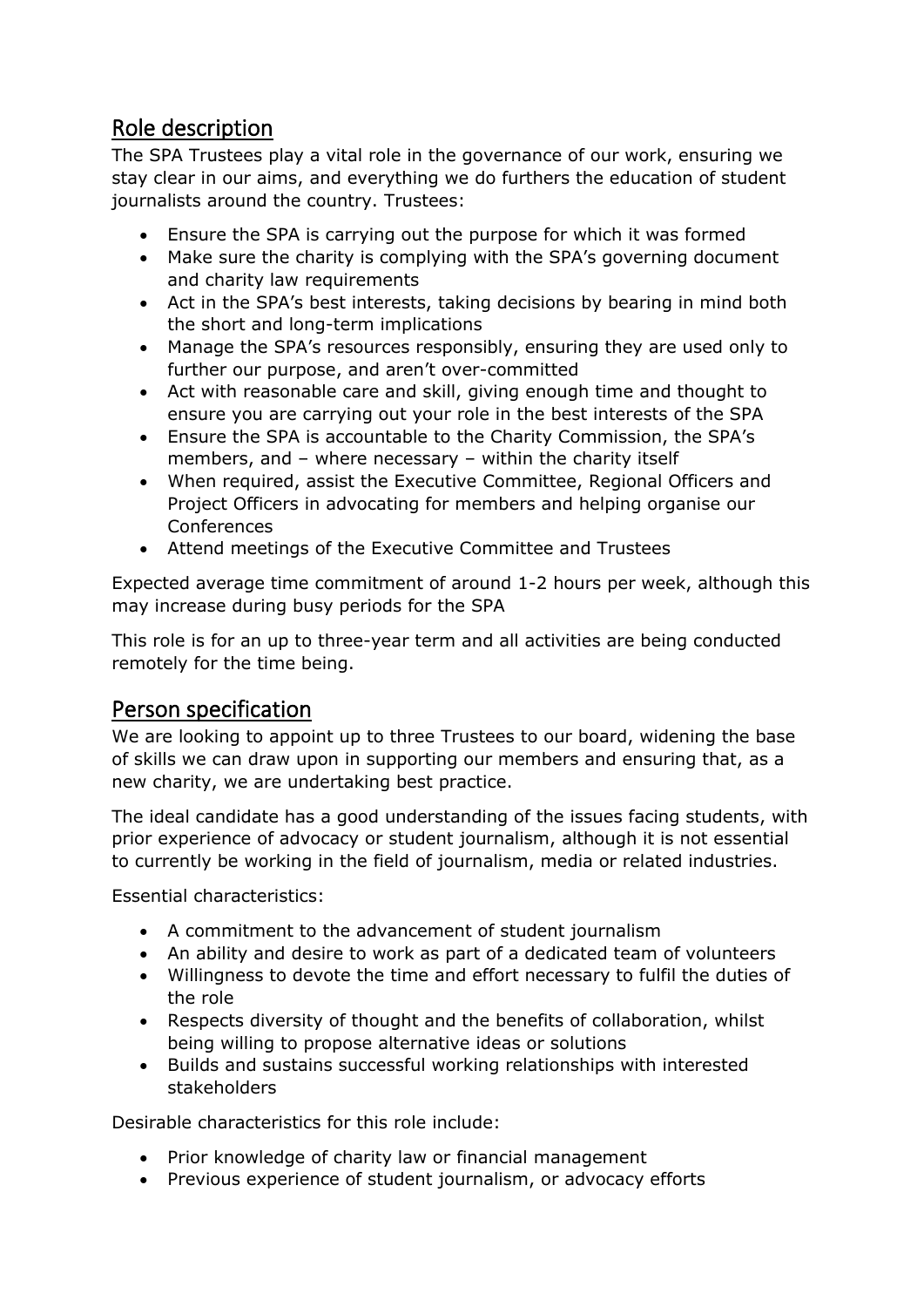## Role description

The SPA Trustees play a vital role in the governance of our work, ensuring we stay clear in our aims, and everything we do furthers the education of student journalists around the country. Trustees:

- Ensure the SPA is carrying out the purpose for which it was formed
- Make sure the charity is complying with the SPA's governing document and charity law requirements
- Act in the SPA's best interests, taking decisions by bearing in mind both the short and long-term implications
- Manage the SPA's resources responsibly, ensuring they are used only to further our purpose, and aren't over-committed
- Act with reasonable care and skill, giving enough time and thought to ensure you are carrying out your role in the best interests of the SPA
- Ensure the SPA is accountable to the Charity Commission, the SPA's members, and – where necessary – within the charity itself
- When required, assist the Executive Committee, Regional Officers and Project Officers in advocating for members and helping organise our Conferences
- Attend meetings of the Executive Committee and Trustees

Expected average time commitment of around 1-2 hours per week, although this may increase during busy periods for the SPA

This role is for an up to three-year term and all activities are being conducted remotely for the time being.

## Person specification

We are looking to appoint up to three Trustees to our board, widening the base of skills we can draw upon in supporting our members and ensuring that, as a new charity, we are undertaking best practice.

The ideal candidate has a good understanding of the issues facing students, with prior experience of advocacy or student journalism, although it is not essential to currently be working in the field of journalism, media or related industries.

Essential characteristics:

- A commitment to the advancement of student journalism
- An ability and desire to work as part of a dedicated team of volunteers
- Willingness to devote the time and effort necessary to fulfil the duties of the role
- Respects diversity of thought and the benefits of collaboration, whilst being willing to propose alternative ideas or solutions
- Builds and sustains successful working relationships with interested stakeholders

Desirable characteristics for this role include:

- Prior knowledge of charity law or financial management
- Previous experience of student journalism, or advocacy efforts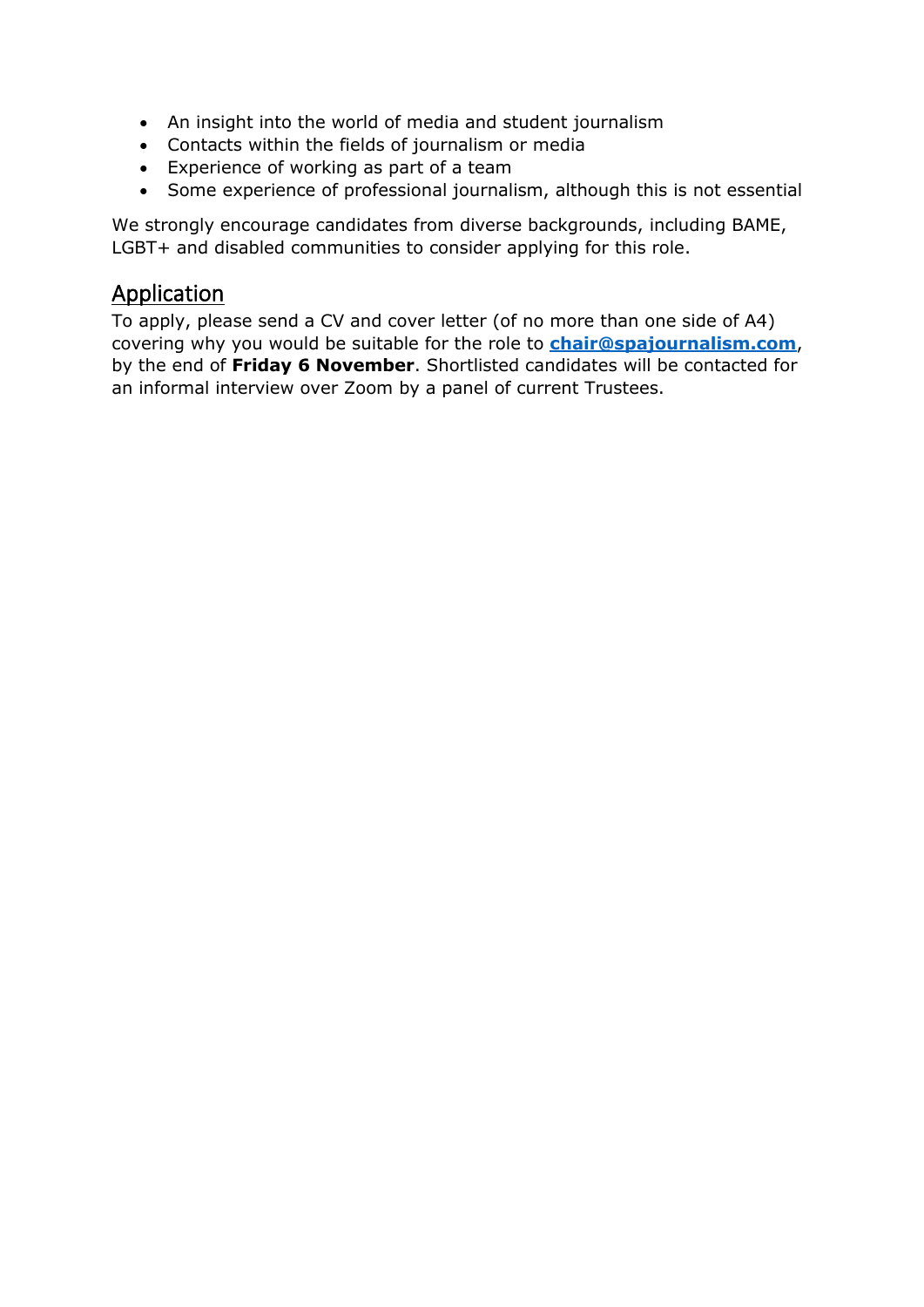- An insight into the world of media and student journalism
- Contacts within the fields of journalism or media
- Experience of working as part of a team
- Some experience of professional journalism, although this is not essential

We strongly encourage candidates from diverse backgrounds, including BAME, LGBT+ and disabled communities to consider applying for this role.

## Application

To apply, please send a CV and cover letter (of no more than one side of A4) covering why you would be suitable for the role to **chair@spajournalism.com**, by the end of **Friday 6 November**. Shortlisted candidates will be contacted for an informal interview over Zoom by a panel of current Trustees.